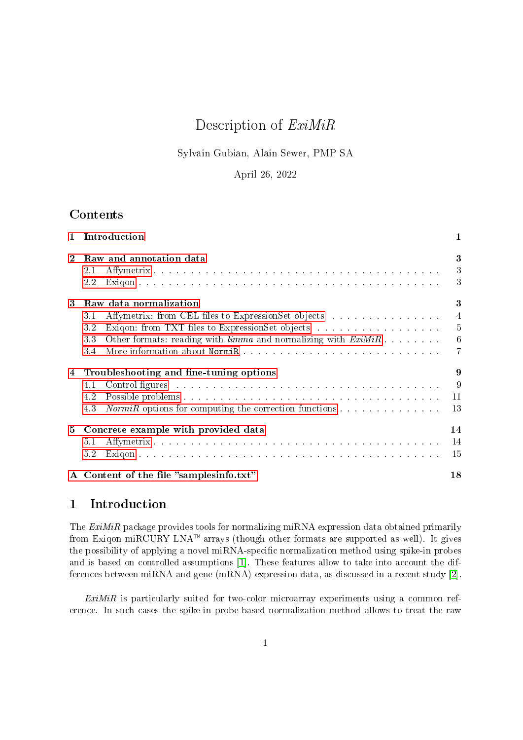# Description of *ExiMiR*

Sylvain Gubian, Alain Sewer, PMP SA

April 26, 2022

## Contents

- 1 Introduction — 1
- 2 Raw and annotation data — 3
  - 2.1 Affymetrix — 3
  - 2.2 Exiqon — 3
- 3 Raw data normalization — 3
  - 3.1 Affymetrix: from CEL files to ExpressionSet objects — 4
  - 3.2 Exiqon: from TXT files to ExpressionSet objects — 5
  - 3.3 Other formats: reading with *limma* and normalizing with *ExiMiR* — 6
  - 3.4 More information about `NormiR` — 7
- 4 Troubleshooting and fine-tuning options — 9
  - 4.1 Control figures — 9
  - 4.2 Possible problems — 11
  - 4.3 *NormiR* options for computing the correction functions — 13
- 5 Concrete example with provided data — 14
  - 5.1 Affymetrix — 14
  - 5.2 Exiqon — 15
- A Content of the file "samplesinfo.txt" — 18

## 1 Introduction

The *ExiMiR* package provides tools for normalizing miRNA expression data obtained primarily from Exiqon miRCURY LNA™ arrays (though other formats are supported as well). It gives the possibility of applying a novel miRNA-specific normalization method using spike-in probes and is based on controlled assumptions [1]. These features allow to take into account the differences between miRNA and gene (mRNA) expression data, as discussed in a recent study [2].

*ExiMiR* is particularly suited for two-color microarray experiments using a common reference. In such cases the spike-in probe-based normalization method allows to treat the raw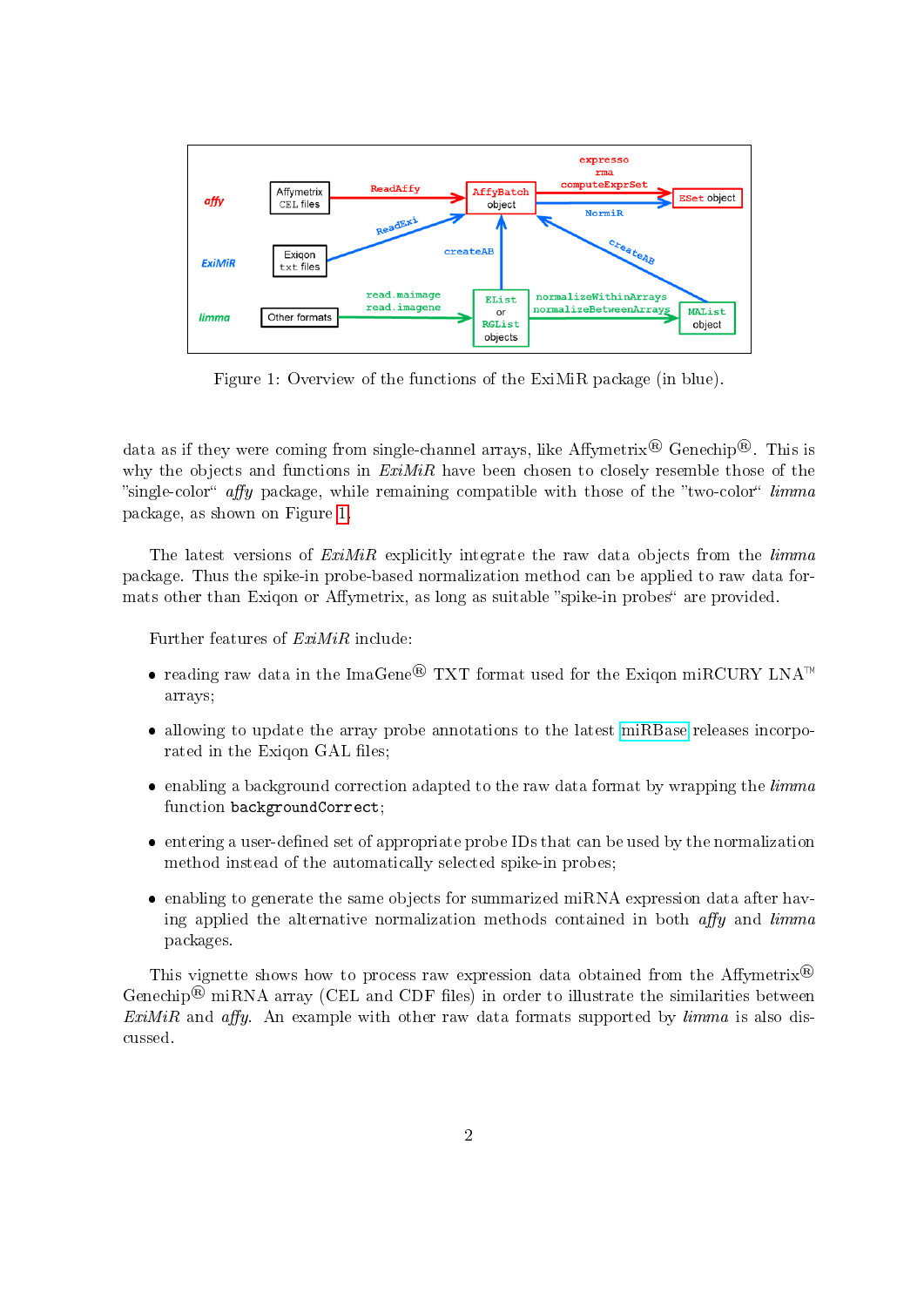Figure 1: Overview of the functions of the ExiMiR package (in blue).

data as if they were coming from single-channel arrays, like Affymetrix® Genechip®. This is why the objects and functions in *ExiMiR* have been chosen to closely resemble those of the "single-color" *affy* package, while remaining compatible with those of the "two-color" *limma* package, as shown on Figure 1.

The latest versions of *ExiMiR* explicitly integrate the raw data objects from the *limma* package. Thus the spike-in probe-based normalization method can be applied to raw data formats other than Exiqon or Affymetrix, as long as suitable "spike-in probes" are provided.

Further features of *ExiMiR* include:

- reading raw data in the ImaGene® TXT format used for the Exiqon miRCURY LNA™ arrays;
- allowing to update the array probe annotations to the latest miRBase releases incorporated in the Exiqon GAL files;
- enabling a background correction adapted to the raw data format by wrapping the *limma* function `backgroundCorrect`;
- entering a user-defined set of appropriate probe IDs that can be used by the normalization method instead of the automatically selected spike-in probes;
- enabling to generate the same objects for summarized miRNA expression data after having applied the alternative normalization methods contained in both *affy* and *limma* packages.

This vignette shows how to process raw expression data obtained from the Affymetrix® Genechip® miRNA array (CEL and CDF files) in order to illustrate the similarities between *ExiMiR* and *affy*. An example with other raw data formats supported by *limma* is also discussed.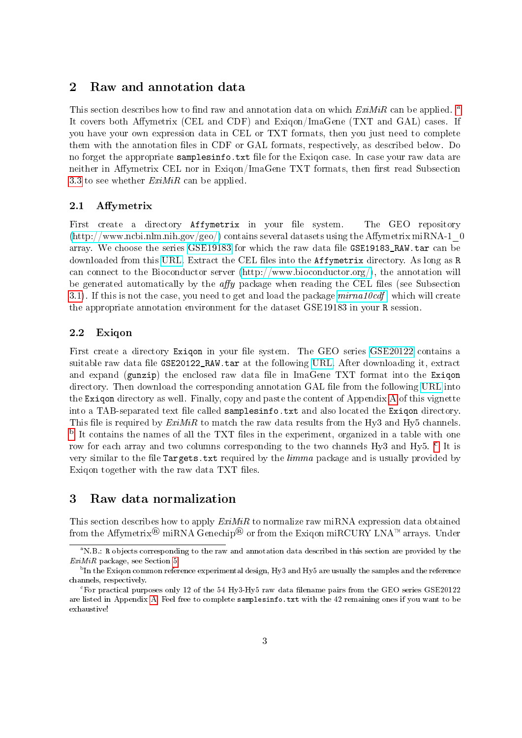## 2 Raw and annotation data

This section describes how to find raw and annotation data on which *ExiMiR* can be applied. [a] It covers both Affymetrix (CEL and CDF) and Exiqon/ImaGene (TXT and GAL) cases. If you have your own expression data in CEL or TXT formats, then you just need to complete them with the annotation files in CDF or GAL formats, respectively, as described below. Do no forget the appropriate `samplesinfo.txt` file for the Exiqon case. In case your raw data are neither in Affymetrix CEL nor in Exiqon/ImaGene TXT formats, then first read Subsection 3.3 to see whether *ExiMiR* can be applied.

### 2.1 Affymetrix

First create a directory `Affymetrix` in your file system. The GEO repository (http://www.ncbi.nlm.nih.gov/geo/) contains several datasets using the Affymetrix miRNA-1_0 array. We choose the series GSE19183 for which the raw data file `GSE19183_RAW.tar` can be downloaded from this URL. Extract the CEL files into the `Affymetrix` directory. As long as `R` can connect to the Bioconductor server (http://www.bioconductor.org/), the annotation will be generated automatically by the *affy* package when reading the CEL files (see Subsection 3.1). If this is not the case, you need to get and load the package *mirna10cdf* which will create the appropriate annotation environment for the dataset GSE19183 in your `R` session.

### 2.2 Exiqon

First create a directory `Exiqon` in your file system. The GEO series GSE20122 contains a suitable raw data file `GSE20122_RAW.tar` at the following URL. After downloading it, extract and expand (`gunzip`) the enclosed raw data file in ImaGene TXT format into the `Exiqon` directory. Then download the corresponding annotation GAL file from the following URL into the `Exiqon` directory as well. Finally, copy and paste the content of Appendix A of this vignette into a TAB-separated text file called `samplesinfo.txt` and also located the `Exiqon` directory. This file is required by *ExiMiR* to match the raw data results from the Hy3 and Hy5 channels. [b] It contains the names of all the TXT files in the experiment, organized in a table with one row for each array and two columns corresponding to the two channels Hy3 and Hy5. [c] It is very similar to the file `Targets.txt` required by the *limma* package and is usually provided by Exiqon together with the raw data TXT files.

## 3 Raw data normalization

This section describes how to apply *ExiMiR* to normalize raw miRNA expression data obtained from the Affymetrix® miRNA Genechip® or from the Exiqon miRCURY LNA™ arrays. Under

---

[a] N.B.: `R` objects corresponding to the raw and annotation data described in this section are provided by the *ExiMiR* package, see Section 5.

[b] In the Exiqon common reference experimental design, Hy3 and Hy5 are usually the samples and the reference channels, respectively.

[c] For practical purposes only 12 of the 54 Hy3-Hy5 raw data filename pairs from the GEO series GSE20122 are listed in Appendix A. Feel free to complete `samplesinfo.txt` with the 42 remaining ones if you want to be exhaustive!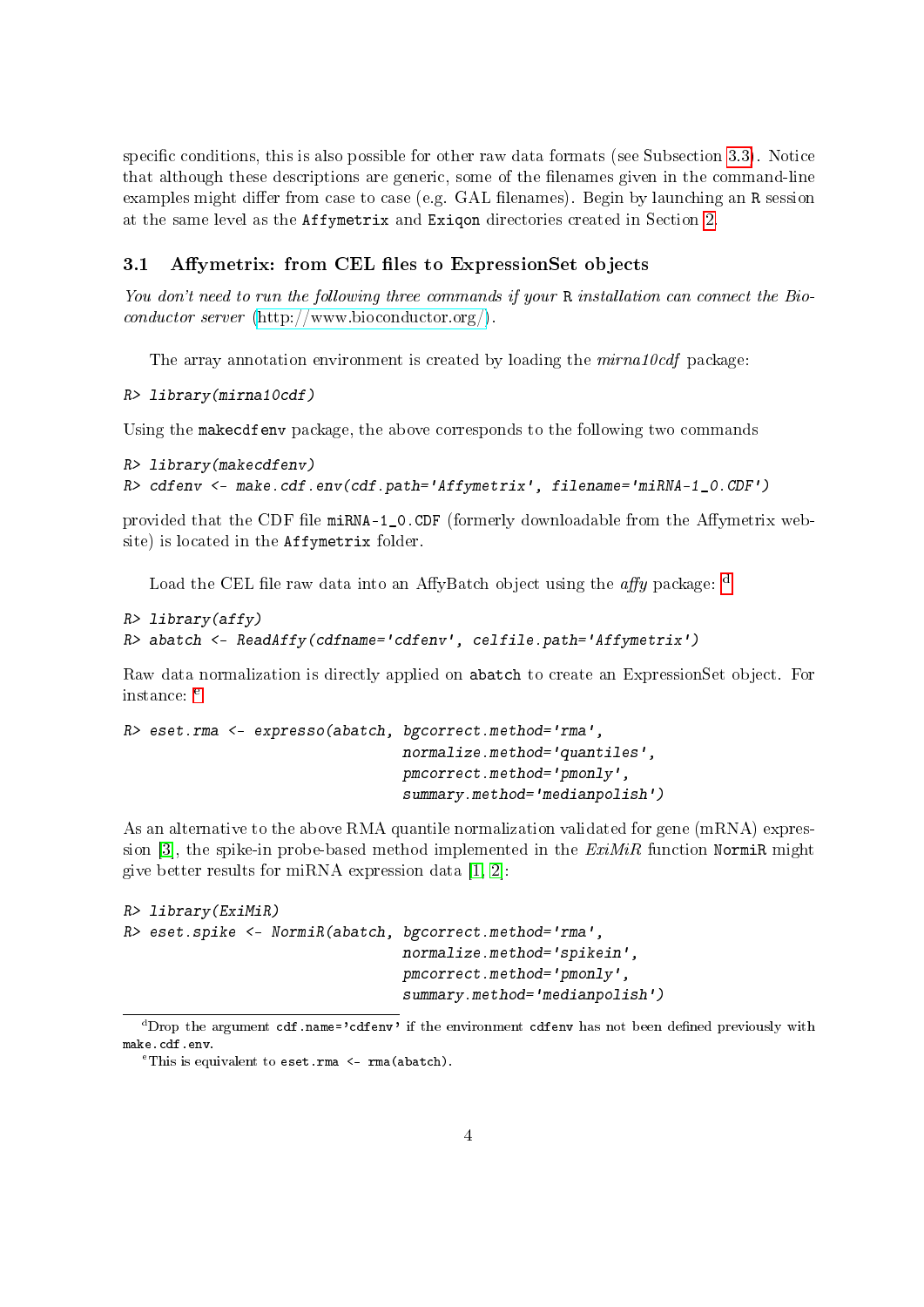specific conditions, this is also possible for other raw data formats (see Subsection 3.3). Notice that although these descriptions are generic, some of the filenames given in the command-line examples might differ from case to case (e.g. GAL filenames). Begin by launching an R session at the same level as the Affymetrix and Exiqon directories created in Section 2.

### 3.1 Affymetrix: from CEL files to ExpressionSet objects

*You don't need to run the following three commands if your* R *installation can connect the Bioconductor server* (http://www.bioconductor.org/).

The array annotation environment is created by loading the *mirna10cdf* package:

```
R> library(mirna10cdf)
```

Using the makecdfenv package, the above corresponds to the following two commands

```
R> library(makecdfenv)
R> cdfenv <- make.cdf.env(cdf.path='Affymetrix', filename='miRNA-1_0.CDF')
```

provided that the CDF file miRNA-1_0.CDF (formerly downloadable from the Affymetrix website) is located in the Affymetrix folder.

Load the CEL file raw data into an AffyBatch object using the *affy* package: [d]

```
R> library(affy)
R> abatch <- ReadAffy(cdfname='cdfenv', celfile.path='Affymetrix')
```

Raw data normalization is directly applied on abatch to create an ExpressionSet object. For instance: [e]

```
R> eset.rma <- expresso(abatch, bgcorrect.method='rma',
                                normalize.method='quantiles',
                                pmcorrect.method='pmonly',
                                summary.method='medianpolish')
```

As an alternative to the above RMA quantile normalization validated for gene (mRNA) expression [3], the spike-in probe-based method implemented in the *ExiMiR* function NormiR might give better results for miRNA expression data [1, 2]:

```
R> library(ExiMiR)
R> eset.spike <- NormiR(abatch, bgcorrect.method='rma',
                                normalize.method='spikein',
                                pmcorrect.method='pmonly',
                                summary.method='medianpolish')
```

---

[d] Drop the argument cdf.name='cdfenv' if the environment cdfenv has not been defined previously with make.cdf.env.

[e] This is equivalent to eset.rma <- rma(abatch).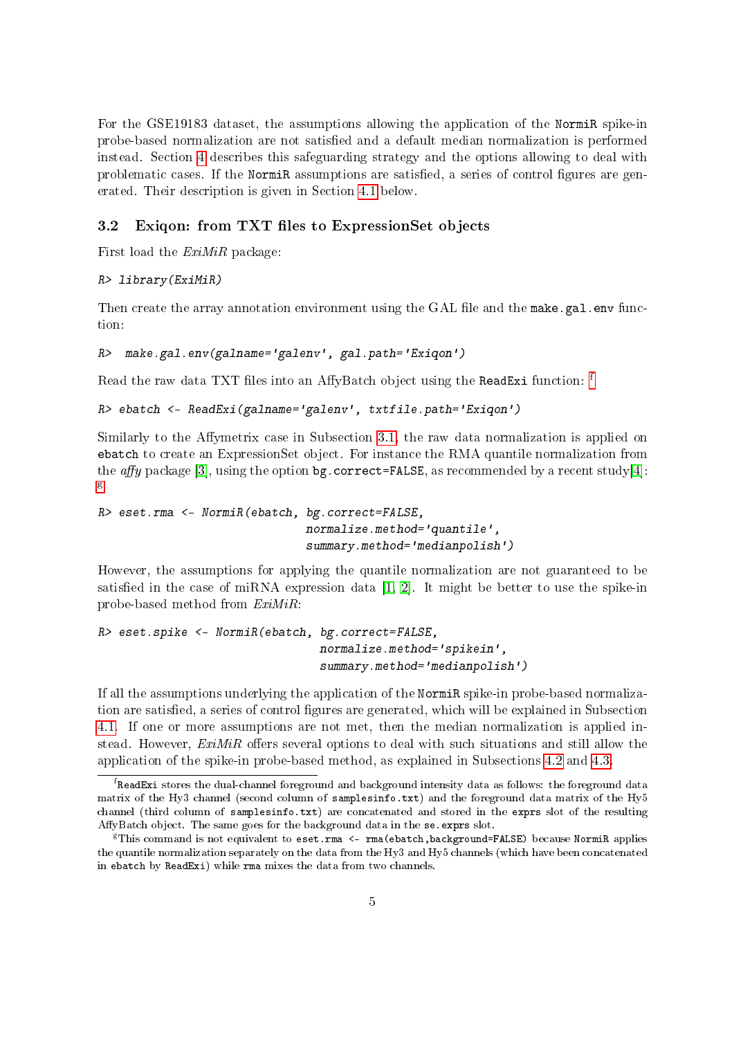For the GSE19183 dataset, the assumptions allowing the application of the `NormiR` spike-in probe-based normalization are not satisfied and a default median normalization is performed instead. Section 4 describes this safeguarding strategy and the options allowing to deal with problematic cases. If the `NormiR` assumptions are satisfied, a series of control figures are generated. Their description is given in Section 4.1 below.

### 3.2 Exiqon: from TXT files to ExpressionSet objects

First load the *ExiMiR* package:

```
R> library(ExiMiR)
```

Then create the array annotation environment using the GAL file and the `make.gal.env` function:

```
R>  make.gal.env(galname='galenv', gal.path='Exiqon')
```

Read the raw data TXT files into an AffyBatch object using the `ReadExi` function: [f]

```
R> ebatch <- ReadExi(galname='galenv', txtfile.path='Exiqon')
```

Similarly to the Affymetrix case in Subsection 3.1, the raw data normalization is applied on `ebatch` to create an ExpressionSet object. For instance the RMA quantile normalization from the *affy* package [3], using the option `bg.correct=FALSE`, as recommended by a recent study[4]: [g]

```
R> eset.rma <- NormiR(ebatch, bg.correct=FALSE,
                              normalize.method='quantile',
                              summary.method='medianpolish')
```

However, the assumptions for applying the quantile normalization are not guaranteed to be satisfied in the case of miRNA expression data [1, 2]. It might be better to use the spike-in probe-based method from *ExiMiR*:

```
R> eset.spike <- NormiR(ebatch, bg.correct=FALSE,
                                normalize.method='spikein',
                                summary.method='medianpolish')
```

If all the assumptions underlying the application of the `NormiR` spike-in probe-based normalization are satisfied, a series of control figures are generated, which will be explained in Subsection 4.1. If one or more assumptions are not met, then the median normalization is applied instead. However, *ExiMiR* offers several options to deal with such situations and still allow the application of the spike-in probe-based method, as explained in Subsections 4.2 and 4.3.

---

[f] `ReadExi` stores the dual-channel foreground and background intensity data as follows: the foreground data matrix of the Hy3 channel (second column of `samplesinfo.txt`) and the foreground data matrix of the Hy5 channel (third column of `samplesinfo.txt`) are concatenated and stored in the `exprs` slot of the resulting AffyBatch object. The same goes for the background data in the `se.exprs` slot.

[g] This command is not equivalent to `eset.rma <- rma(ebatch,background=FALSE)` because `NormiR` applies the quantile normalization separately on the data from the Hy3 and Hy5 channels (which have been concatenated in `ebatch` by `ReadExi`) while `rma` mixes the data from two channels.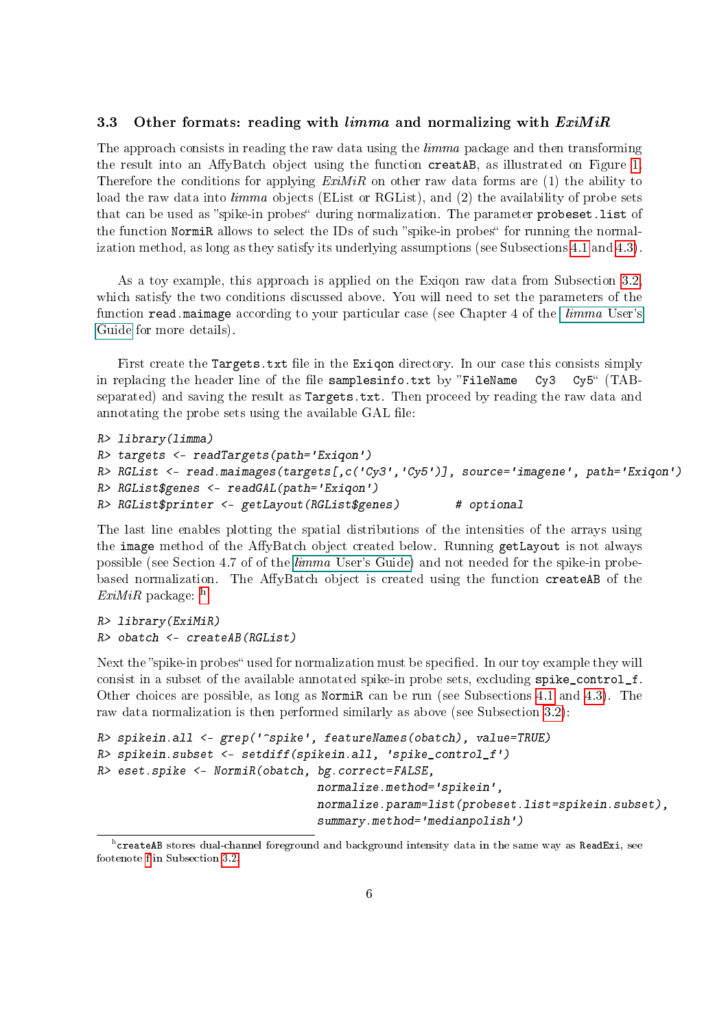### 3.3 Other formats: reading with *limma* and normalizing with *ExiMiR*

The approach consists in reading the raw data using the *limma* package and then transforming the result into an AffyBatch object using the function `creatAB`, as illustrated on Figure 1. Therefore the conditions for applying *ExiMiR* on other raw data forms are (1) the ability to load the raw data into *limma* objects (EList or RGList), and (2) the availability of probe sets that can be used as "spike-in probes" during normalization. The parameter `probeset.list` of the function `NormiR` allows to select the IDs of such "spike-in probes" for running the normalization method, as long as they satisfy its underlying assumptions (see Subsections 4.1 and 4.3).

As a toy example, this approach is applied on the Exiqon raw data from Subsection 3.2, which satisfy the two conditions discussed above. You will need to set the parameters of the function `read.maimage` according to your particular case (see Chapter 4 of the *limma* User's Guide for more details).

First create the `Targets.txt` file in the `Exiqon` directory. In our case this consists simply in replacing the header line of the file `samplesinfo.txt` by "`FileName  Cy3  Cy5`" (TAB-separated) and saving the result as `Targets.txt`. Then proceed by reading the raw data and annotating the probe sets using the available GAL file:

```
R> library(limma)
R> targets <- readTargets(path='Exiqon')
R> RGList <- read.maimages(targets[,c('Cy3','Cy5')], source='imagene', path='Exiqon')
R> RGList$genes <- readGAL(path='Exiqon')
R> RGList$printer <- getLayout(RGList$genes)        # optional
```

The last line enables plotting the spatial distributions of the intensities of the arrays using the `image` method of the AffyBatch object created below. Running `getLayout` is not always possible (see Section 4.7 of of the *limma* User's Guide) and not needed for the spike-in probe-based normalization. The AffyBatch object is created using the function `createAB` of the *ExiMiR* package: [h]

```
R> library(ExiMiR)
R> obatch <- createAB(RGList)
```

Next the "spike-in probes" used for normalization must be specified. In our toy example they will consist in a subset of the available annotated spike-in probe sets, excluding `spike_control_f`. Other choices are possible, as long as `NormiR` can be run (see Subsections 4.1 and 4.3). The raw data normalization is then performed similarly as above (see Subsection 3.2):

```
R> spikein.all <- grep('^spike', featureNames(obatch), value=TRUE)
R> spikein.subset <- setdiff(spikein.all, 'spike_control_f')
R> eset.spike <- NormiR(obatch, bg.correct=FALSE,
                               normalize.method='spikein',
                               normalize.param=list(probeset.list=spikein.subset),
                               summary.method='medianpolish')
```

[h] `createAB` stores dual-channel foreground and background intensity data in the same way as `ReadExi`, see footenote f in Subsection 3.2.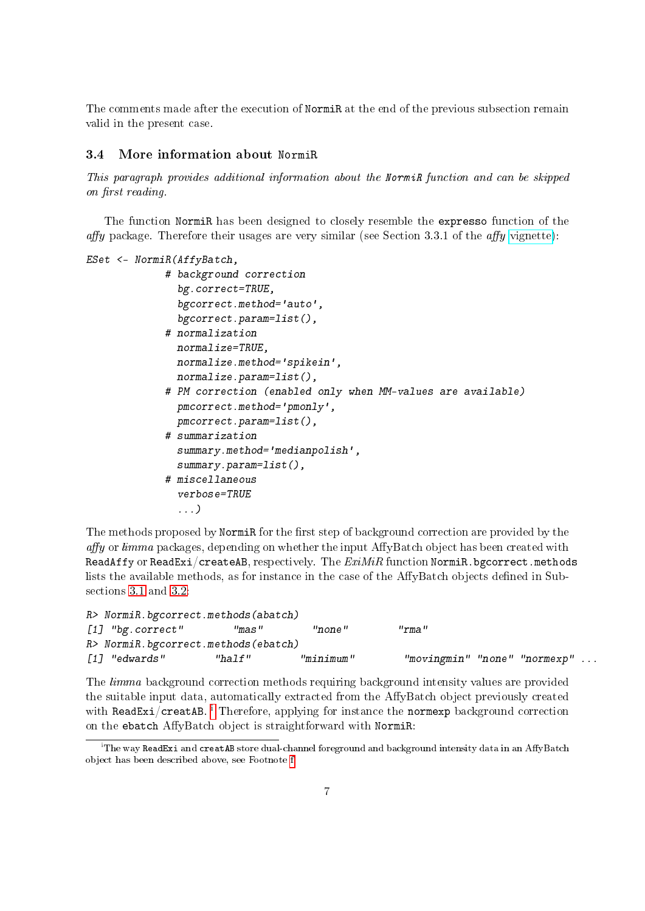The comments made after the execution of `NormiR` at the end of the previous subsection remain valid in the present case.

### 3.4 More information about `NormiR`

*This paragraph provides additional information about the `NormiR` function and can be skipped on first reading.*

The function `NormiR` has been designed to closely resemble the `expresso` function of the *affy* package. Therefore their usages are very similar (see Section 3.3.1 of the *affy* vignette):

```
ESet <- NormiR(AffyBatch,
             # background correction
               bg.correct=TRUE,
               bgcorrect.method='auto',
               bgcorrect.param=list(),
             # normalization
               normalize=TRUE,
               normalize.method='spikein',
               normalize.param=list(),
             # PM correction (enabled only when MM-values are available)
               pmcorrect.method='pmonly',
               pmcorrect.param=list(),
             # summarization
               summary.method='medianpolish',
               summary.param=list(),
             # miscellaneous
               verbose=TRUE
               ...)
```

The methods proposed by `NormiR` for the first step of background correction are provided by the *affy* or *limma* packages, depending on whether the input AffyBatch object has been created with `ReadAffy` or `ReadExi/createAB`, respectively. The *ExiMiR* function `NormiR.bgcorrect.methods` lists the available methods, as for instance in the case of the AffyBatch objects defined in Subsections 3.1 and 3.2:

```
R> NormiR.bgcorrect.methods(abatch)
[1] "bg.correct"        "mas"        "none"         "rma"
R> NormiR.bgcorrect.methods(ebatch)
[1] "edwards"        "half"        "minimum"        "movingmin" "none" "normexp" ...
```

The *limma* background correction methods requiring background intensity values are provided the suitable input data, automatically extracted from the AffyBatch object previously created with `ReadExi/creatAB`.[i] Therefore, applying for instance the `normexp` background correction on the `ebatch` AffyBatch object is straightforward with `NormiR`:

[i] The way `ReadExi` and `creatAB` store dual-channel foreground and background intensity data in an AffyBatch object has been described above, see Footnote f.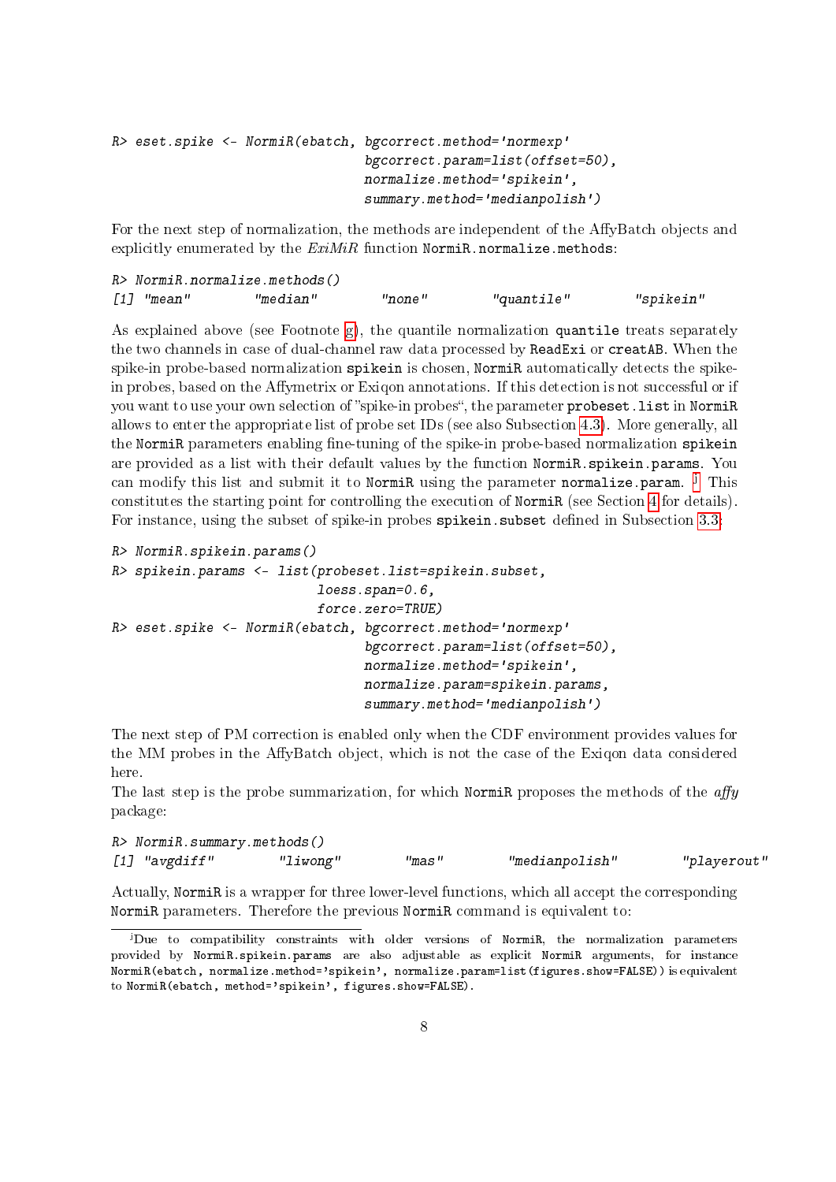```
R> eset.spike <- NormiR(ebatch, bgcorrect.method='normexp'
                                bgcorrect.param=list(offset=50),
                                normalize.method='spikein',
                                summary.method='medianpolish')
```

For the next step of normalization, the methods are independent of the AffyBatch objects and explicitly enumerated by the *ExiMiR* function `NormiR.normalize.methods`:

```
R> NormiR.normalize.methods()
[1] "mean"       "median"       "none"       "quantile"       "spikein"
```

As explained above (see Footnote g), the quantile normalization `quantile` treats separately the two channels in case of dual-channel raw data processed by `ReadExi` or `creatAB`. When the spike-in probe-based normalization `spikein` is chosen, `NormiR` automatically detects the spike-in probes, based on the Affymetrix or Exiqon annotations. If this detection is not successful or if you want to use your own selection of "spike-in probes", the parameter `probeset.list` in `NormiR` allows to enter the appropriate list of probe set IDs (see also Subsection 4.3). More generally, all the `NormiR` parameters enabling fine-tuning of the spike-in probe-based normalization `spikein` are provided as a list with their default values by the function `NormiR.spikein.params`. You can modify this list and submit it to `NormiR` using the parameter `normalize.param`. [j] This constitutes the starting point for controlling the execution of `NormiR` (see Section 4 for details). For instance, using the subset of spike-in probes `spikein.subset` defined in Subsection 3.3:

```
R> NormiR.spikein.params()
R> spikein.params <- list(probeset.list=spikein.subset,
                          loess.span=0.6,
                          force.zero=TRUE)
R> eset.spike <- NormiR(ebatch, bgcorrect.method='normexp'
                                bgcorrect.param=list(offset=50),
                                normalize.method='spikein',
                                normalize.param=spikein.params,
                                summary.method='medianpolish')
```

The next step of PM correction is enabled only when the CDF environment provides values for the MM probes in the AffyBatch object, which is not the case of the Exiqon data considered here.
The last step is the probe summarization, for which `NormiR` proposes the methods of the *affy* package:

```
R> NormiR.summary.methods()
[1] "avgdiff"       "liwong"       "mas"       "medianpolish"       "playerout"
```

Actually, `NormiR` is a wrapper for three lower-level functions, which all accept the corresponding `NormiR` parameters. Therefore the previous `NormiR` command is equivalent to:

[j] Due to compatibility constraints with older versions of `NormiR`, the normalization parameters provided by `NormiR.spikein.params` are also adjustable as explicit `NormiR` arguments, for instance `NormiR(ebatch, normalize.method='spikein', normalize.param=list(figures.show=FALSE))` is equivalent to `NormiR(ebatch, method='spikein', figures.show=FALSE)`.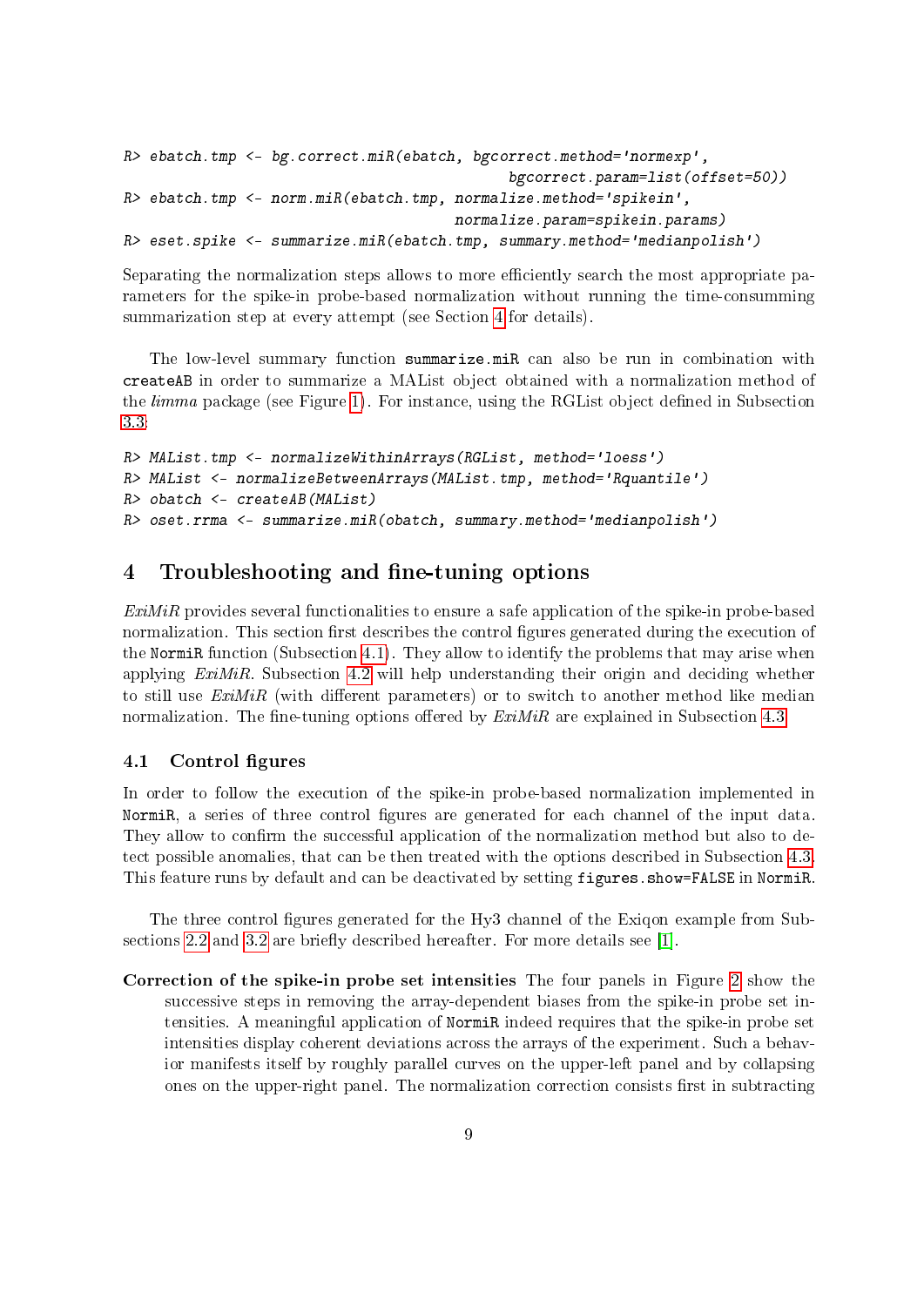```
R> ebatch.tmp <- bg.correct.miR(ebatch, bgcorrect.method='normexp',
                                       bgcorrect.param=list(offset=50))
R> ebatch.tmp <- norm.miR(ebatch.tmp, normalize.method='spikein',
                                 normalize.param=spikein.params)
R> eset.spike <- summarize.miR(ebatch.tmp, summary.method='medianpolish')
```

Separating the normalization steps allows to more efficiently search the most appropriate parameters for the spike-in probe-based normalization without running the time-consumming summarization step at every attempt (see Section 4 for details).

The low-level summary function **summarize.miR** can also be run in combination with **createAB** in order to summarize a MAList object obtained with a normalization method of the *limma* package (see Figure 1). For instance, using the RGList object defined in Subsection 3.3:

```
R> MAList.tmp <- normalizeWithinArrays(RGList, method='loess')
R> MAList <- normalizeBetweenArrays(MAList.tmp, method='Rquantile')
R> obatch <- createAB(MAList)
R> oset.rrma <- summarize.miR(obatch, summary.method='medianpolish')
```

## 4 Troubleshooting and fine-tuning options

*ExiMiR* provides several functionalities to ensure a safe application of the spike-in probe-based normalization. This section first describes the control figures generated during the execution of the `NormiR` function (Subsection 4.1). They allow to identify the problems that may arise when applying *ExiMiR*. Subsection 4.2 will help understanding their origin and deciding whether to still use *ExiMiR* (with different parameters) or to switch to another method like median normalization. The fine-tuning options offered by *ExiMiR* are explained in Subsection 4.3.

### 4.1 Control figures

In order to follow the execution of the spike-in probe-based normalization implemented in `NormiR`, a series of three control figures are generated for each channel of the input data. They allow to confirm the successful application of the normalization method but also to detect possible anomalies, that can be then treated with the options described in Subsection 4.3. This feature runs by default and can be deactivated by setting `figures.show=FALSE` in `NormiR`.

The three control figures generated for the Hy3 channel of the Exiqon example from Subsections 2.2 and 3.2 are briefly described hereafter. For more details see [1].

**Correction of the spike-in probe set intensities** The four panels in Figure 2 show the successive steps in removing the array-dependent biases from the spike-in probe set intensities. A meaningful application of `NormiR` indeed requires that the spike-in probe set intensities display coherent deviations across the arrays of the experiment. Such a behavior manifests itself by roughly parallel curves on the upper-left panel and by collapsing ones on the upper-right panel. The normalization correction consists first in subtracting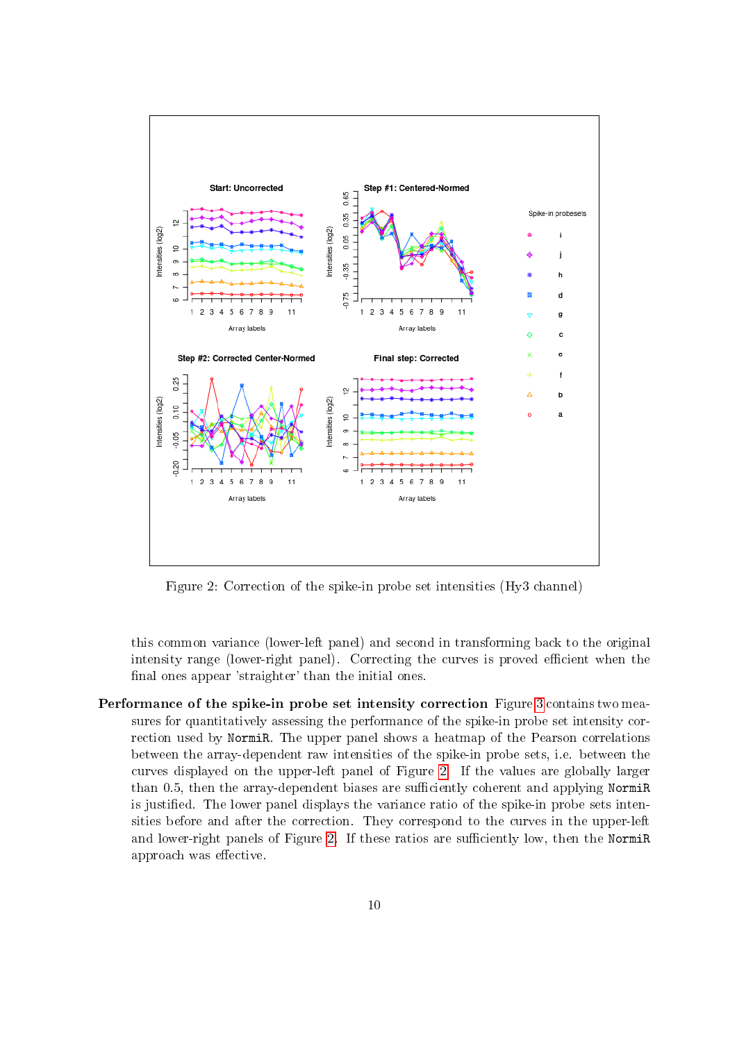Figure 2: Correction of the spike-in probe set intensities (Hy3 channel)

this common variance (lower-left panel) and second in transforming back to the original intensity range (lower-right panel). Correcting the curves is proved efficient when the final ones appear 'straighter' than the initial ones.

**Performance of the spike-in probe set intensity correction** Figure 3 contains two measures for quantitatively assessing the performance of the spike-in probe set intensity correction used by NormiR. The upper panel shows a heatmap of the Pearson correlations between the array-dependent raw intensities of the spike-in probe sets, i.e. between the curves displayed on the upper-left panel of Figure 2. If the values are globally larger than 0.5, then the array-dependent biases are sufficiently coherent and applying NormiR is justified. The lower panel displays the variance ratio of the spike-in probe sets intensities before and after the correction. They correspond to the curves in the upper-left and lower-right panels of Figure 2. If these ratios are sufficiently low, then the NormiR approach was effective.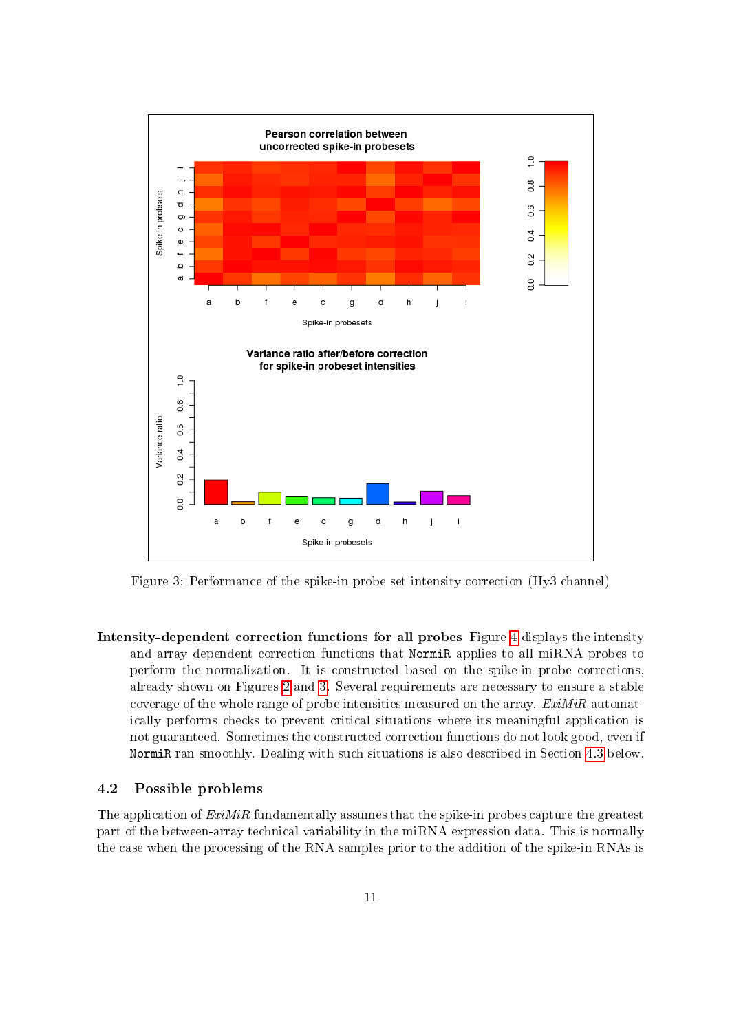Figure 3: Performance of the spike-in probe set intensity correction (Hy3 channel)

**Intensity-dependent correction functions for all probes** Figure 4 displays the intensity and array dependent correction functions that `NormiR` applies to all miRNA probes to perform the normalization. It is constructed based on the spike-in probe corrections, already shown on Figures 2 and 3. Several requirements are necessary to ensure a stable coverage of the whole range of probe intensities measured on the array. *ExiMiR* automatically performs checks to prevent critical situations where its meaningful application is not guaranteed. Sometimes the constructed correction functions do not look good, even if `NormiR` ran smoothly. Dealing with such situations is also described in Section 4.3 below.

## 4.2 Possible problems

The application of *ExiMiR* fundamentally assumes that the spike-in probes capture the greatest part of the between-array technical variability in the miRNA expression data. This is normally the case when the processing of the RNA samples prior to the addition of the spike-in RNAs is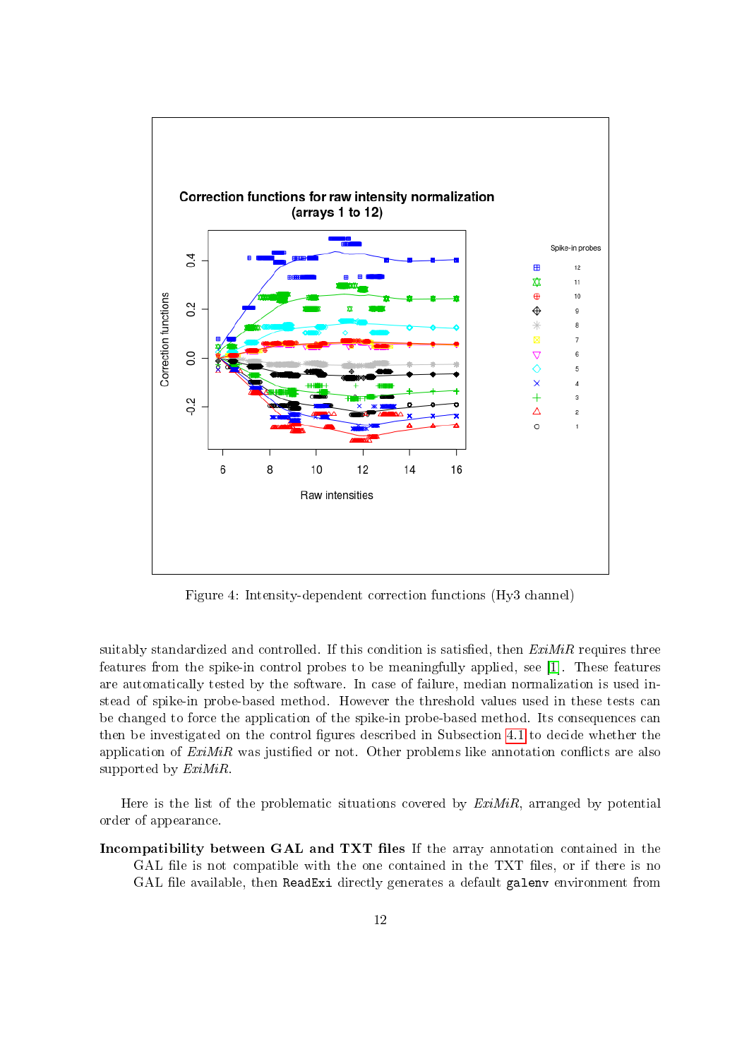Figure 4: Intensity-dependent correction functions (Hy3 channel)

suitably standardized and controlled. If this condition is satisfied, then *ExiMiR* requires three features from the spike-in control probes to be meaningfully applied, see [1]. These features are automatically tested by the software. In case of failure, median normalization is used instead of spike-in probe-based method. However the threshold values used in these tests can be changed to force the application of the spike-in probe-based method. Its consequences can then be investigated on the control figures described in Subsection 4.1 to decide whether the application of *ExiMiR* was justified or not. Other problems like annotation conflicts are also supported by *ExiMiR*.

Here is the list of the problematic situations covered by *ExiMiR*, arranged by potential order of appearance.

**Incompatibility between GAL and TXT files** If the array annotation contained in the GAL file is not compatible with the one contained in the TXT files, or if there is no GAL file available, then `ReadExi` directly generates a default `galenv` environment from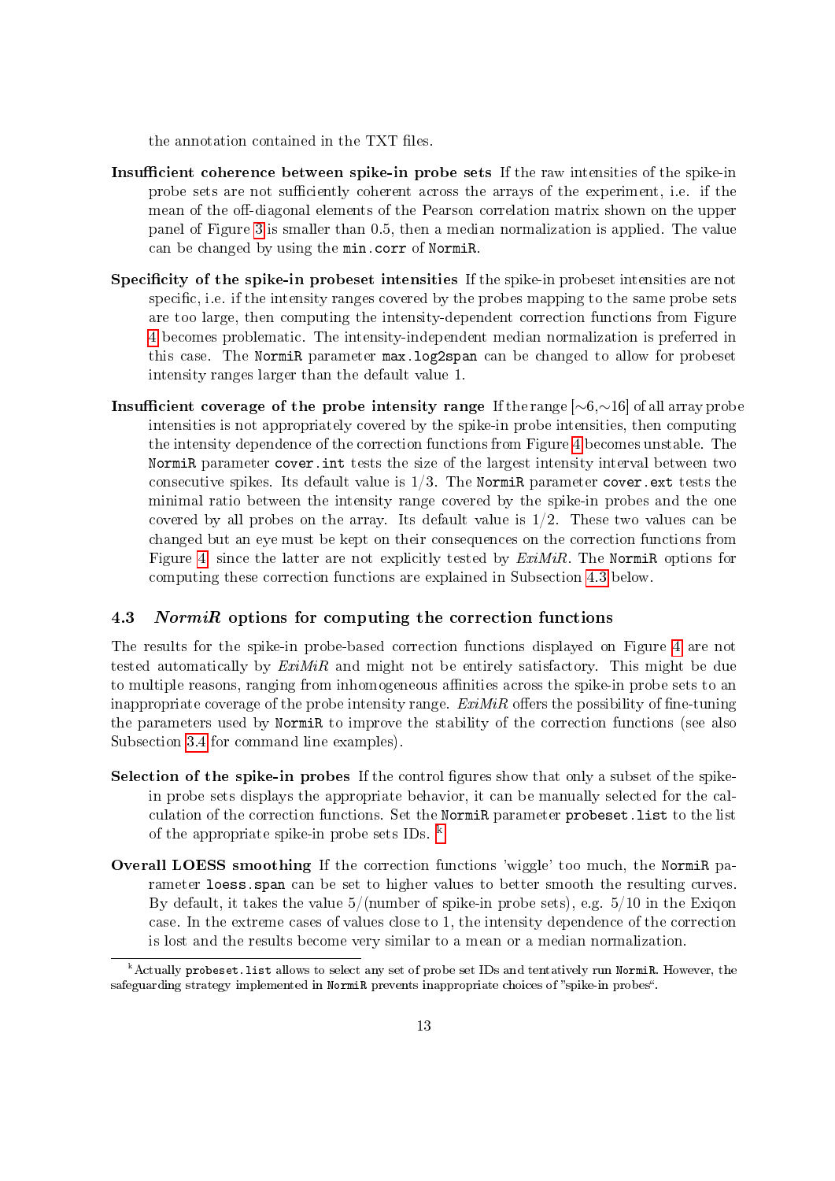the annotation contained in the TXT files.

**Insufficient coherence between spike-in probe sets** If the raw intensities of the spike-in probe sets are not sufficiently coherent across the arrays of the experiment, i.e. if the mean of the off-diagonal elements of the Pearson correlation matrix shown on the upper panel of Figure 3 is smaller than 0.5, then a median normalization is applied. The value can be changed by using the `min.corr` of `NormiR`.

**Specificity of the spike-in probeset intensities** If the spike-in probeset intensities are not specific, i.e. if the intensity ranges covered by the probes mapping to the same probe sets are too large, then computing the intensity-dependent correction functions from Figure 4 becomes problematic. The intensity-independent median normalization is preferred in this case. The `NormiR` parameter `max.log2span` can be changed to allow for probeset intensity ranges larger than the default value 1.

**Insufficient coverage of the probe intensity range** If the range [∼6,∼16] of all array probe intensities is not appropriately covered by the spike-in probe intensities, then computing the intensity dependence of the correction functions from Figure 4 becomes unstable. The `NormiR` parameter `cover.int` tests the size of the largest intensity interval between two consecutive spikes. Its default value is $1/3$. The `NormiR` parameter `cover.ext` tests the minimal ratio between the intensity range covered by the spike-in probes and the one covered by all probes on the array. Its default value is $1/2$. These two values can be changed but an eye must be kept on their consequences on the correction functions from Figure 4 since the latter are not explicitly tested by *ExiMiR*. The `NormiR` options for computing these correction functions are explained in Subsection 4.3 below.

### 4.3 *NormiR* options for computing the correction functions

The results for the spike-in probe-based correction functions displayed on Figure 4 are not tested automatically by *ExiMiR* and might not be entirely satisfactory. This might be due to multiple reasons, ranging from inhomogeneous affinities across the spike-in probe sets to an inappropriate coverage of the probe intensity range. *ExiMiR* offers the possibility of fine-tuning the parameters used by `NormiR` to improve the stability of the correction functions (see also Subsection 3.4 for command line examples).

**Selection of the spike-in probes** If the control figures show that only a subset of the spike-in probe sets displays the appropriate behavior, it can be manually selected for the calculation of the correction functions. Set the `NormiR` parameter `probeset.list` to the list of the appropriate spike-in probe sets IDs. [k]

**Overall LOESS smoothing** If the correction functions 'wiggle' too much, the `NormiR` parameter `loess.span` can be set to higher values to better smooth the resulting curves. By default, it takes the value 5/(number of spike-in probe sets), e.g. 5/10 in the Exiqon case. In the extreme cases of values close to 1, the intensity dependence of the correction is lost and the results become very similar to a mean or a median normalization.

[k] Actually `probeset.list` allows to select any set of probe set IDs and tentatively run `NormiR`. However, the safeguarding strategy implemented in `NormiR` prevents inappropriate choices of "spike-in probes".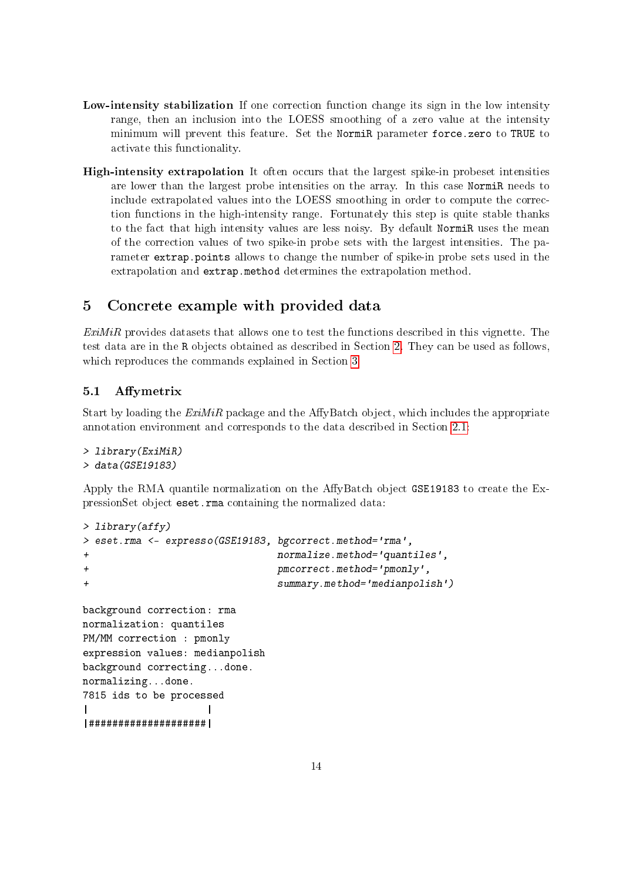**Low-intensity stabilization** If one correction function change its sign in the low intensity range, then an inclusion into the LOESS smoothing of a zero value at the intensity minimum will prevent this feature. Set the `NormiR` parameter `force.zero` to `TRUE` to activate this functionality.

**High-intensity extrapolation** It often occurs that the largest spike-in probeset intensities are lower than the largest probe intensities on the array. In this case `NormiR` needs to include extrapolated values into the LOESS smoothing in order to compute the correction functions in the high-intensity range. Fortunately this step is quite stable thanks to the fact that high intensity values are less noisy. By default `NormiR` uses the mean of the correction values of two spike-in probe sets with the largest intensities. The parameter `extrap.points` allows to change the number of spike-in probe sets used in the extrapolation and `extrap.method` determines the extrapolation method.

# 5 Concrete example with provided data

*ExiMiR* provides datasets that allows one to test the functions described in this vignette. The test data are in the R objects obtained as described in Section 2. They can be used as follows, which reproduces the commands explained in Section 3.

## 5.1 Affymetrix

Start by loading the *ExiMiR* package and the AffyBatch object, which includes the appropriate annotation environment and corresponds to the data described in Section 2.1:

```
> library(ExiMiR)
> data(GSE19183)
```

Apply the RMA quantile normalization on the AffyBatch object `GSE19183` to create the ExpressionSet object `eset.rma` containing the normalized data:

```
> library(affy)
> eset.rma <- expresso(GSE19183, bgcorrect.method='rma',
+                               normalize.method='quantiles',
+                               pmcorrect.method='pmonly',
+                               summary.method='medianpolish')

background correction: rma
normalization: quantiles
PM/MM correction : pmonly
expression values: medianpolish
background correcting...done.
normalizing...done.
7815 ids to be processed
|                    |
|####################|
```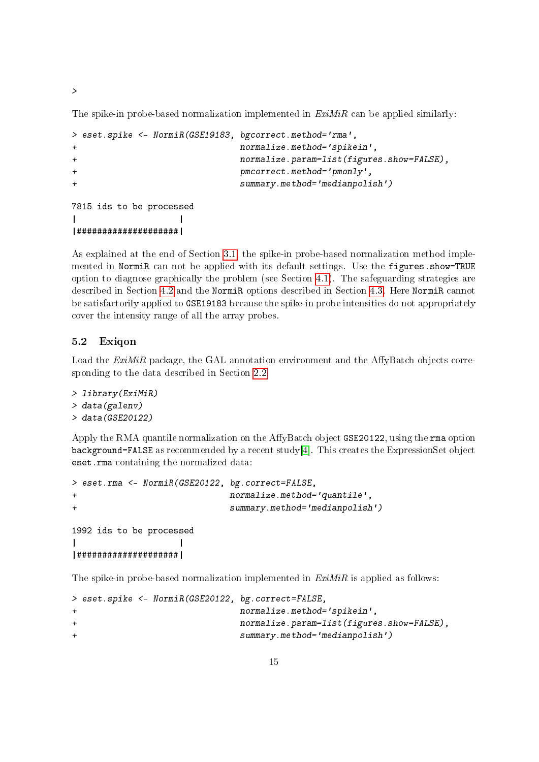```
>
```

The spike-in probe-based normalization implemented in *ExiMiR* can be applied similarly:

```
> eset.spike <- NormiR(GSE19183, bgcorrect.method='rma',
+                                normalize.method='spikein',
+                                normalize.param=list(figures.show=FALSE),
+                                pmcorrect.method='pmonly',
+                                summary.method='medianpolish')

7815 ids to be processed
|                    |
|####################|
```

As explained at the end of Section 3.1, the spike-in probe-based normalization method implemented in NormiR can not be applied with its default settings. Use the figures.show=TRUE option to diagnose graphically the problem (see Section 4.1). The safeguarding strategies are described in Section 4.2 and the NormiR options described in Section 4.3. Here NormiR cannot be satisfactorily applied to GSE19183 because the spike-in probe intensities do not appropriately cover the intensity range of all the array probes.

## 5.2 Exiqon

Load the *ExiMiR* package, the GAL annotation environment and the AffyBatch objects corresponding to the data described in Section 2.2:

```
> library(ExiMiR)
> data(galenv)
> data(GSE20122)
```

Apply the RMA quantile normalization on the AffyBatch object GSE20122, using the rma option background=FALSE as recommended by a recent study[4]. This creates the ExpressionSet object eset.rma containing the normalized data:

```
> eset.rma <- NormiR(GSE20122, bg.correct=FALSE,
+                              normalize.method='quantile',
+                              summary.method='medianpolish')

1992 ids to be processed
|                    |
|####################|
```

The spike-in probe-based normalization implemented in *ExiMiR* is applied as follows:

```
> eset.spike <- NormiR(GSE20122, bg.correct=FALSE,
+                                normalize.method='spikein',
+                                normalize.param=list(figures.show=FALSE),
+                                summary.method='medianpolish')
```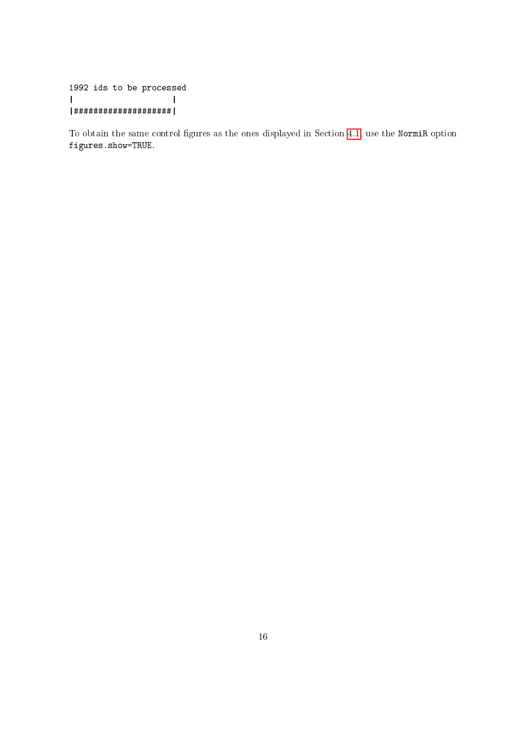```
1992 ids to be processed
|                    |
|####################|
```

To obtain the same control figures as the ones displayed in Section 4.1, use the `NormiR` option `figures.show=TRUE`.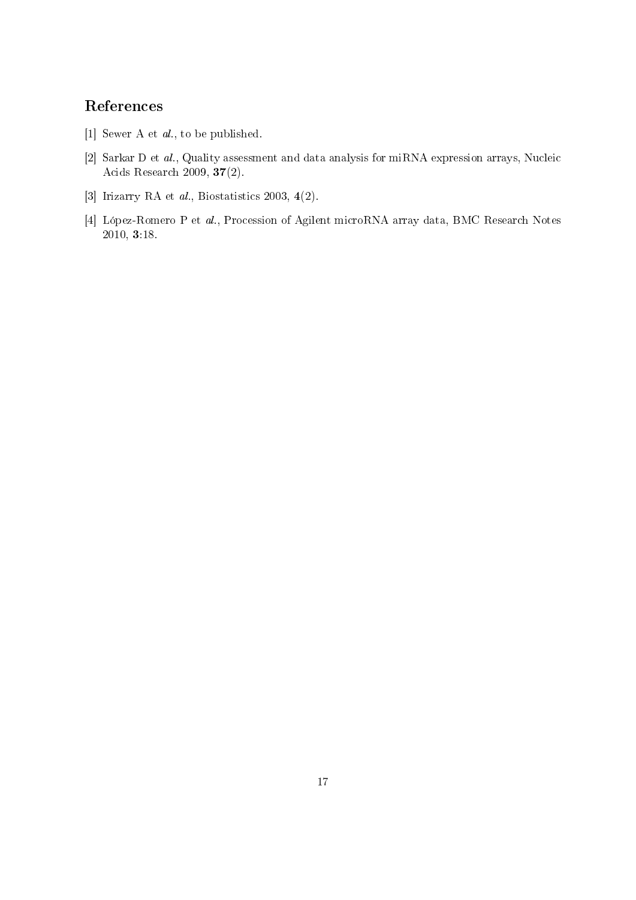## References

[1] Sewer A et *al.*, to be published.

[2] Sarkar D et *al.*, Quality assessment and data analysis for miRNA expression arrays, Nucleic Acids Research 2009, **37**(2).

[3] Irizarry RA et *al.*, Biostatistics 2003, **4**(2).

[4] López-Romero P et *al.*, Procession of Agilent microRNA array data, BMC Research Notes 2010, **3**:18.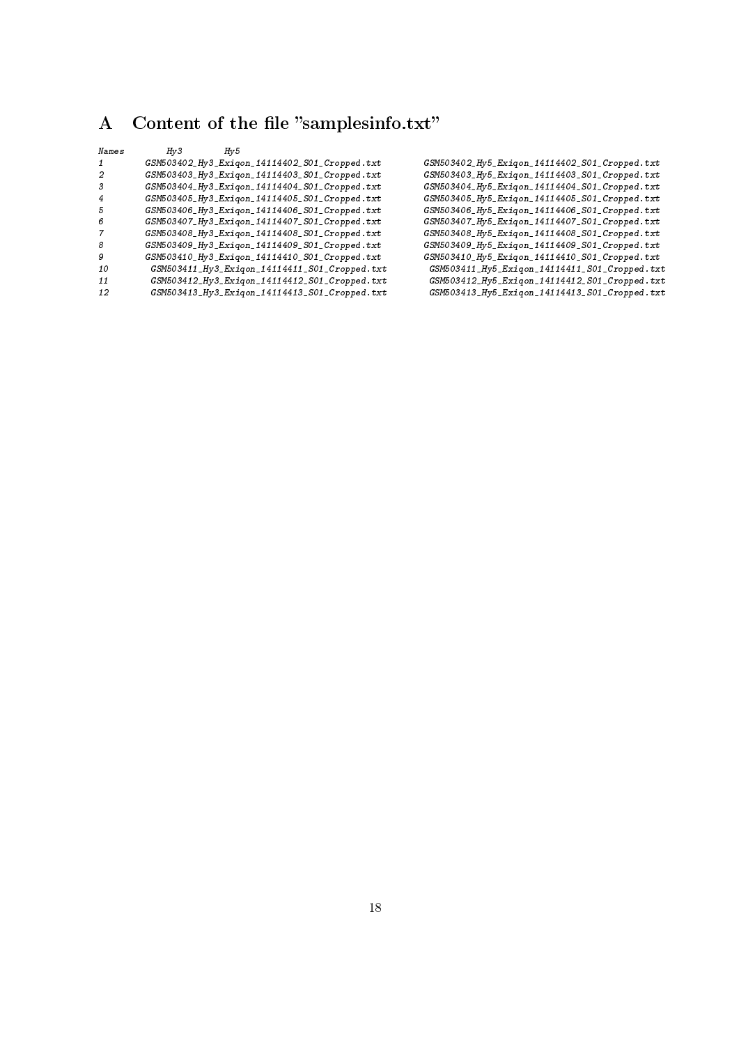# A Content of the file "samplesinfo.txt"

```
Names	Hy3	Hy5
1	GSM503402_Hy3_Exiqon_14114402_S01_Cropped.txt	GSM503402_Hy5_Exiqon_14114402_S01_Cropped.txt
2	GSM503403_Hy3_Exiqon_14114403_S01_Cropped.txt	GSM503403_Hy5_Exiqon_14114403_S01_Cropped.txt
3	GSM503404_Hy3_Exiqon_14114404_S01_Cropped.txt	GSM503404_Hy5_Exiqon_14114404_S01_Cropped.txt
4	GSM503405_Hy3_Exiqon_14114405_S01_Cropped.txt	GSM503405_Hy5_Exiqon_14114405_S01_Cropped.txt
5	GSM503406_Hy3_Exiqon_14114406_S01_Cropped.txt	GSM503406_Hy5_Exiqon_14114406_S01_Cropped.txt
6	GSM503407_Hy3_Exiqon_14114407_S01_Cropped.txt	GSM503407_Hy5_Exiqon_14114407_S01_Cropped.txt
7	GSM503408_Hy3_Exiqon_14114408_S01_Cropped.txt	GSM503408_Hy5_Exiqon_14114408_S01_Cropped.txt
8	GSM503409_Hy3_Exiqon_14114409_S01_Cropped.txt	GSM503409_Hy5_Exiqon_14114409_S01_Cropped.txt
9	GSM503410_Hy3_Exiqon_14114410_S01_Cropped.txt	GSM503410_Hy5_Exiqon_14114410_S01_Cropped.txt
10	GSM503411_Hy3_Exiqon_14114411_S01_Cropped.txt	GSM503411_Hy5_Exiqon_14114411_S01_Cropped.txt
11	GSM503412_Hy3_Exiqon_14114412_S01_Cropped.txt	GSM503412_Hy5_Exiqon_14114412_S01_Cropped.txt
12	GSM503413_Hy3_Exiqon_14114413_S01_Cropped.txt	GSM503413_Hy5_Exiqon_14114413_S01_Cropped.txt
```